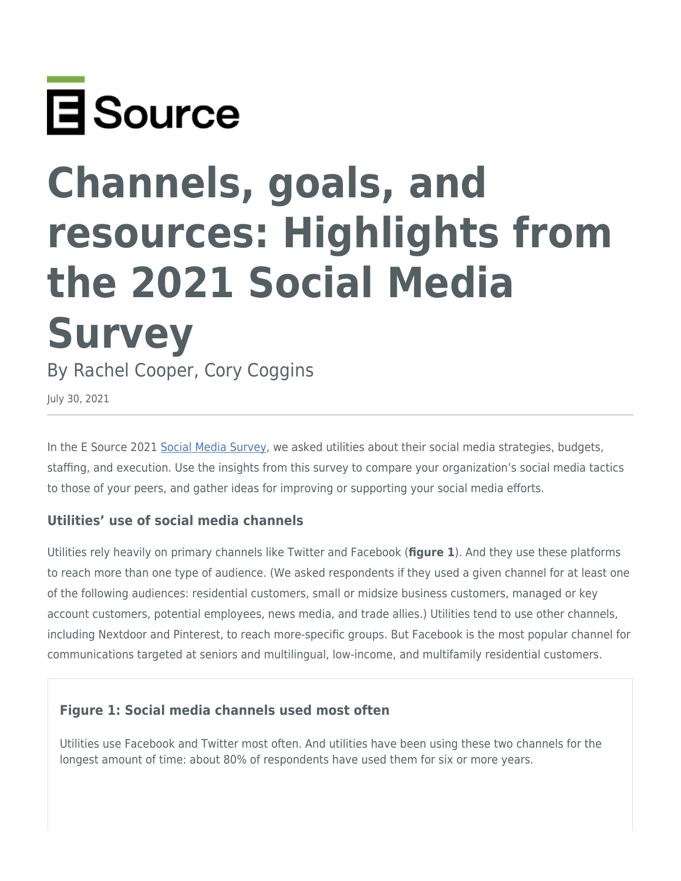E Source

# Channels, goals, and resources: Highlights from the 2021 Social Media Survey

By Rachel Cooper, Cory Coggins

July 30, 2021

In the E Source 2021 Social Media Survey, we asked utilities about their social media strategies, budgets, staffing, and execution. Use the insights from this survey to compare your organization's social media tactics to those of your peers, and gather ideas for improving or supporting your social media efforts.

### Utilities' use of social media channels

Utilities rely heavily on primary channels like Twitter and Facebook (**figure 1**). And they use these platforms to reach more than one type of audience. (We asked respondents if they used a given channel for at least one of the following audiences: residential customers, small or midsize business customers, managed or key account customers, potential employees, news media, and trade allies.) Utilities tend to use other channels, including Nextdoor and Pinterest, to reach more-specific groups. But Facebook is the most popular channel for communications targeted at seniors and multilingual, low-income, and multifamily residential customers.

#### Figure 1: Social media channels used most often

Utilities use Facebook and Twitter most often. And utilities have been using these two channels for the longest amount of time: about 80% of respondents have used them for six or more years.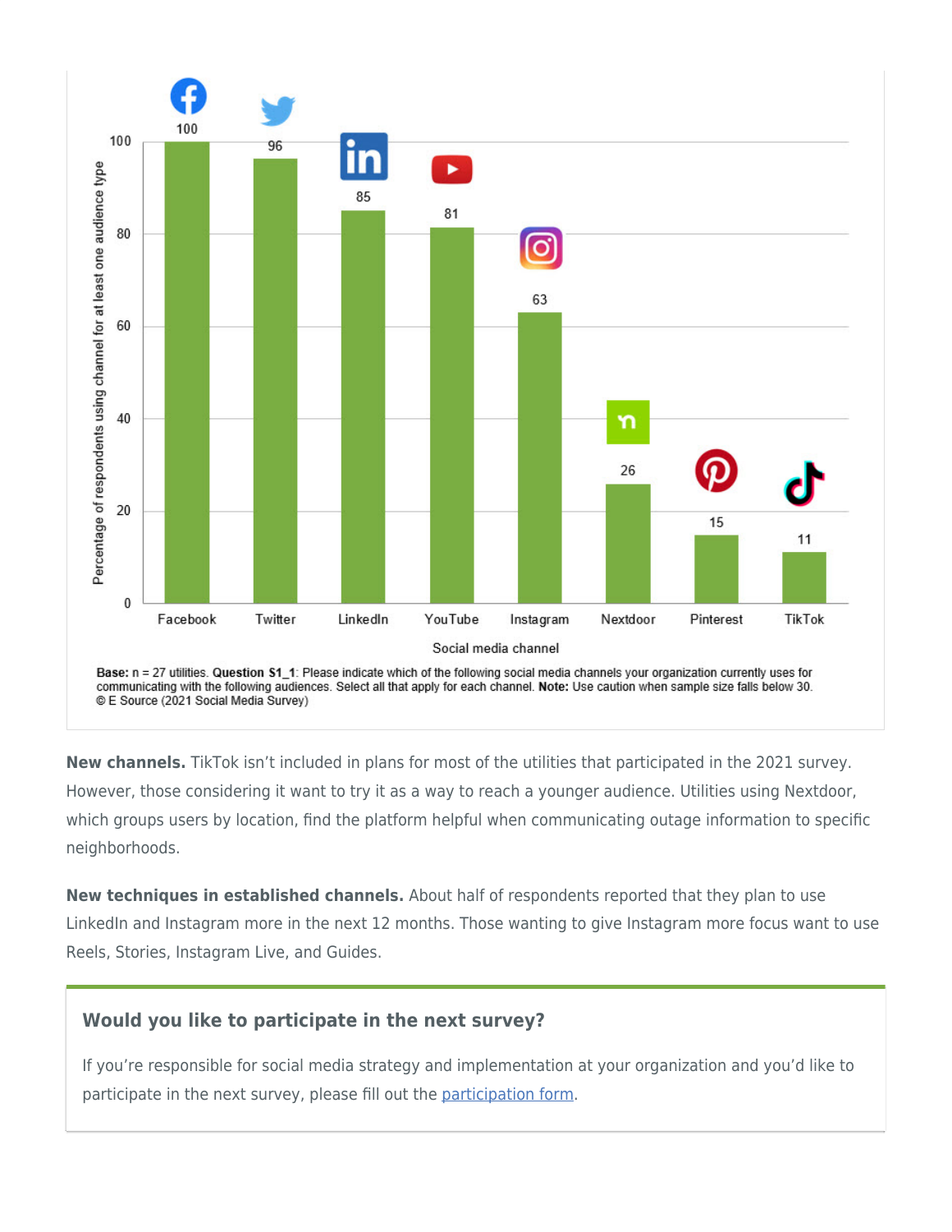| Social media channel | Percentage of respondents using channel for at least one audience type |
|---|---|
| Facebook | 100 |
| Twitter | 96 |
| LinkedIn | 85 |
| YouTube | 81 |
| Instagram | 63 |
| Nextdoor | 26 |
| Pinterest | 15 |
| TikTok | 11 |

**Base:** n = 27 utilities. **Question S1_1**: Please indicate which of the following social media channels your organization currently uses for communicating with the following audiences. Select all that apply for each channel. **Note:** Use caution when sample size falls below 30.
© E Source (2021 Social Media Survey)

**New channels.** TikTok isn't included in plans for most of the utilities that participated in the 2021 survey. However, those considering it want to try it as a way to reach a younger audience. Utilities using Nextdoor, which groups users by location, find the platform helpful when communicating outage information to specific neighborhoods.

**New techniques in established channels.** About half of respondents reported that they plan to use LinkedIn and Instagram more in the next 12 months. Those wanting to give Instagram more focus want to use Reels, Stories, Instagram Live, and Guides.

### Would you like to participate in the next survey?

If you're responsible for social media strategy and implementation at your organization and you'd like to participate in the next survey, please fill out the participation form.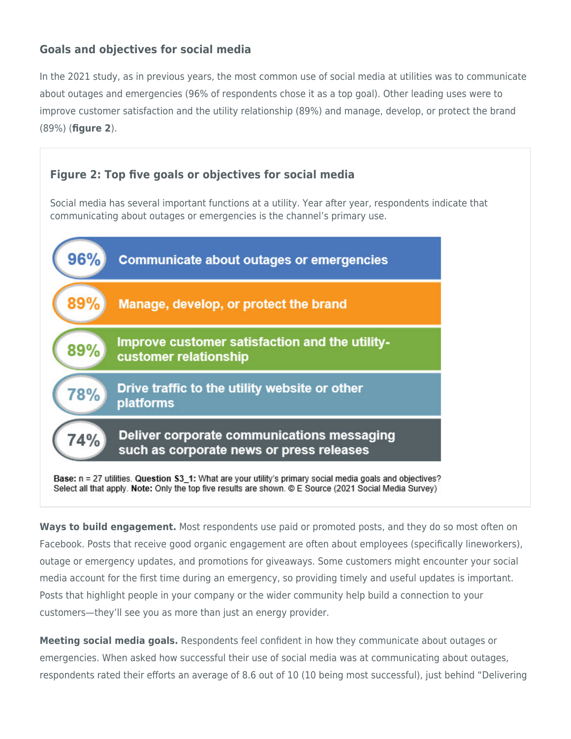### Goals and objectives for social media

In the 2021 study, as in previous years, the most common use of social media at utilities was to communicate about outages and emergencies (96% of respondents chose it as a top goal). Other leading uses were to improve customer satisfaction and the utility relationship (89%) and manage, develop, or protect the brand (89%) (**figure 2**).

**Figure 2: Top five goals or objectives for social media**

Social media has several important functions at a utility. Year after year, respondents indicate that communicating about outages or emergencies is the channel's primary use.

| Percentage | Goal or objective |
| --- | --- |
| 96% | Communicate about outages or emergencies |
| 89% | Manage, develop, or protect the brand |
| 89% | Improve customer satisfaction and the utility-customer relationship |
| 78% | Drive traffic to the utility website or other platforms |
| 74% | Deliver corporate communications messaging such as corporate news or press releases |

**Base:** n = 27 utilities. **Question S3_1:** What are your utility's primary social media goals and objectives? Select all that apply. **Note:** Only the top five results are shown. © E Source (2021 Social Media Survey)

**Ways to build engagement.** Most respondents use paid or promoted posts, and they do so most often on Facebook. Posts that receive good organic engagement are often about employees (specifically lineworkers), outage or emergency updates, and promotions for giveaways. Some customers might encounter your social media account for the first time during an emergency, so providing timely and useful updates is important. Posts that highlight people in your company or the wider community help build a connection to your customers—they'll see you as more than just an energy provider.

**Meeting social media goals.** Respondents feel confident in how they communicate about outages or emergencies. When asked how successful their use of social media was at communicating about outages, respondents rated their efforts an average of 8.6 out of 10 (10 being most successful), just behind "Delivering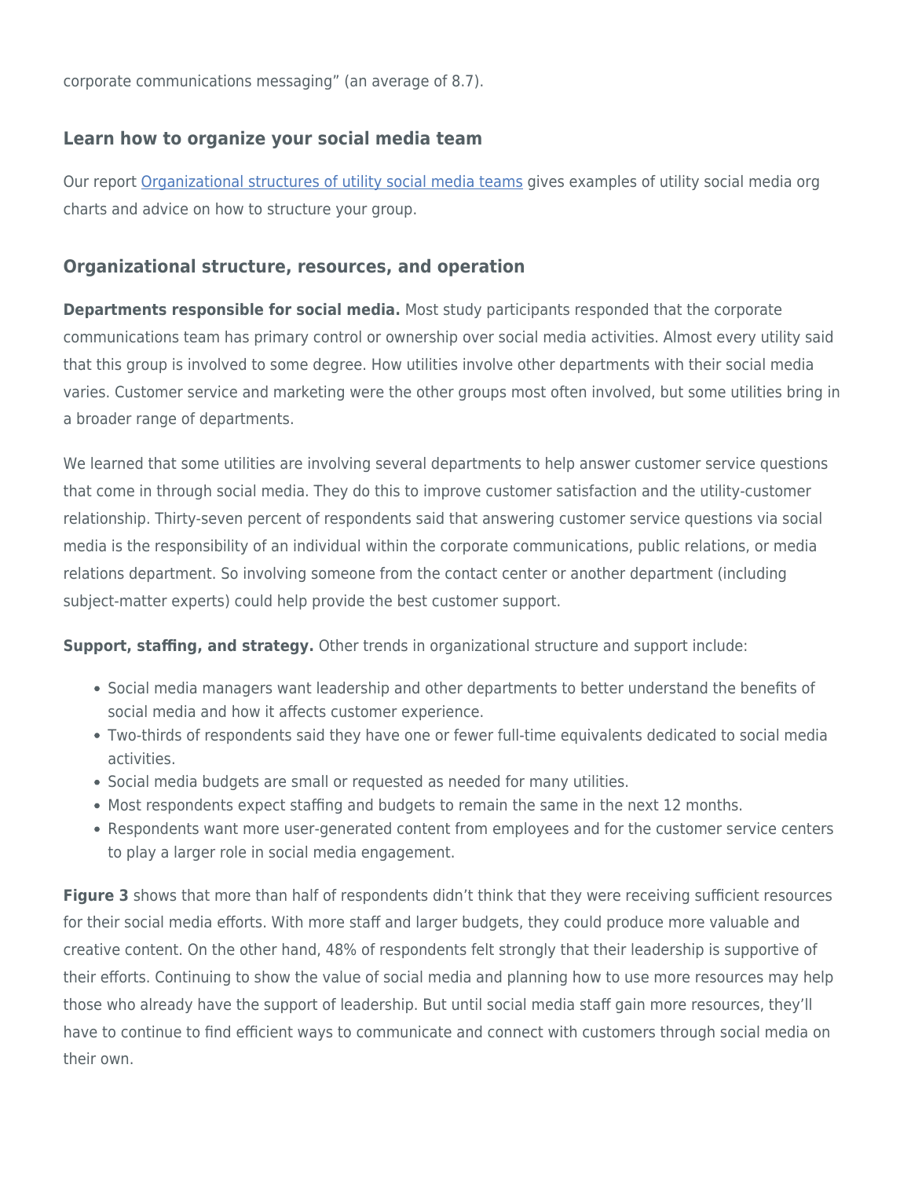corporate communications messaging" (an average of 8.7).

### Learn how to organize your social media team

Our report [Organizational structures of utility social media teams] gives examples of utility social media org charts and advice on how to structure your group.

### Organizational structure, resources, and operation

**Departments responsible for social media.** Most study participants responded that the corporate communications team has primary control or ownership over social media activities. Almost every utility said that this group is involved to some degree. How utilities involve other departments with their social media varies. Customer service and marketing were the other groups most often involved, but some utilities bring in a broader range of departments.

We learned that some utilities are involving several departments to help answer customer service questions that come in through social media. They do this to improve customer satisfaction and the utility-customer relationship. Thirty-seven percent of respondents said that answering customer service questions via social media is the responsibility of an individual within the corporate communications, public relations, or media relations department. So involving someone from the contact center or another department (including subject-matter experts) could help provide the best customer support.

**Support, staffing, and strategy.** Other trends in organizational structure and support include:

- Social media managers want leadership and other departments to better understand the benefits of social media and how it affects customer experience.
- Two-thirds of respondents said they have one or fewer full-time equivalents dedicated to social media activities.
- Social media budgets are small or requested as needed for many utilities.
- Most respondents expect staffing and budgets to remain the same in the next 12 months.
- Respondents want more user-generated content from employees and for the customer service centers to play a larger role in social media engagement.

**Figure 3** shows that more than half of respondents didn't think that they were receiving sufficient resources for their social media efforts. With more staff and larger budgets, they could produce more valuable and creative content. On the other hand, 48% of respondents felt strongly that their leadership is supportive of their efforts. Continuing to show the value of social media and planning how to use more resources may help those who already have the support of leadership. But until social media staff gain more resources, they'll have to continue to find efficient ways to communicate and connect with customers through social media on their own.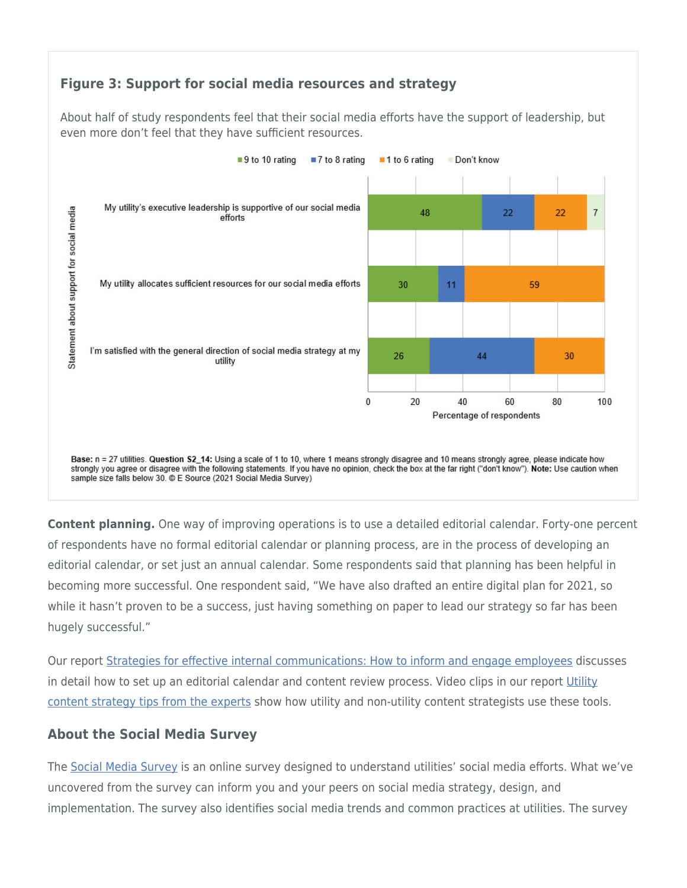### Figure 3: Support for social media resources and strategy

About half of study respondents feel that their social media efforts have the support of leadership, but even more don't feel that they have sufficient resources.

| Statement about support for social media | 9 to 10 rating | 7 to 8 rating | 1 to 6 rating | Don't know |
|---|---|---|---|---|
| My utility's executive leadership is supportive of our social media efforts | 48 | 22 | 22 | 7 |
| My utility allocates sufficient resources for our social media efforts | 30 | 11 | 59 | |
| I'm satisfied with the general direction of social media strategy at my utility | 26 | 44 | 30 | |

Percentage of respondents

**Base:** n = 27 utilities. **Question S2_14:** Using a scale of 1 to 10, where 1 means strongly disagree and 10 means strongly agree, please indicate how strongly you agree or disagree with the following statements. If you have no opinion, check the box at the far right ("don't know"). **Note:** Use caution when sample size falls below 30. © E Source (2021 Social Media Survey)

**Content planning.** One way of improving operations is to use a detailed editorial calendar. Forty-one percent of respondents have no formal editorial calendar or planning process, are in the process of developing an editorial calendar, or set just an annual calendar. Some respondents said that planning has been helpful in becoming more successful. One respondent said, "We have also drafted an entire digital plan for 2021, so while it hasn't proven to be a success, just having something on paper to lead our strategy so far has been hugely successful."

Our report Strategies for effective internal communications: How to inform and engage employees discusses in detail how to set up an editorial calendar and content review process. Video clips in our report Utility content strategy tips from the experts show how utility and non-utility content strategists use these tools.

## About the Social Media Survey

The Social Media Survey is an online survey designed to understand utilities' social media efforts. What we've uncovered from the survey can inform you and your peers on social media strategy, design, and implementation. The survey also identifies social media trends and common practices at utilities. The survey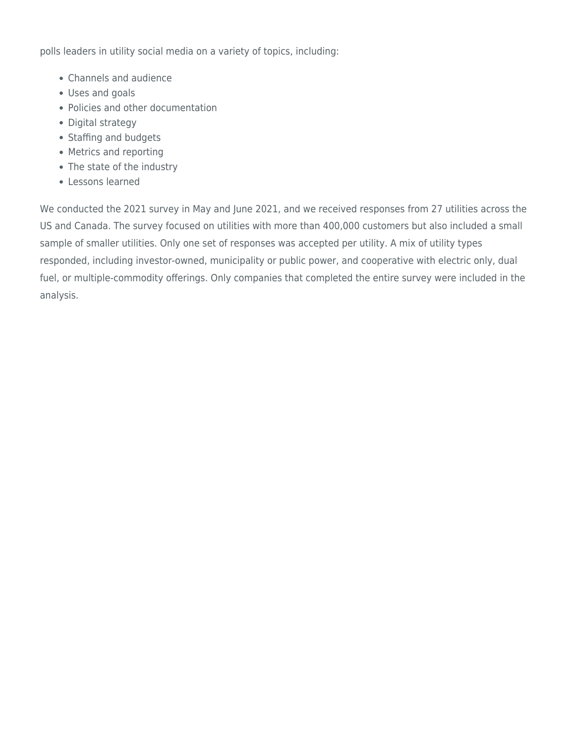polls leaders in utility social media on a variety of topics, including:

- Channels and audience
- Uses and goals
- Policies and other documentation
- Digital strategy
- Staffing and budgets
- Metrics and reporting
- The state of the industry
- Lessons learned

We conducted the 2021 survey in May and June 2021, and we received responses from 27 utilities across the US and Canada. The survey focused on utilities with more than 400,000 customers but also included a small sample of smaller utilities. Only one set of responses was accepted per utility. A mix of utility types responded, including investor-owned, municipality or public power, and cooperative with electric only, dual fuel, or multiple-commodity offerings. Only companies that completed the entire survey were included in the analysis.